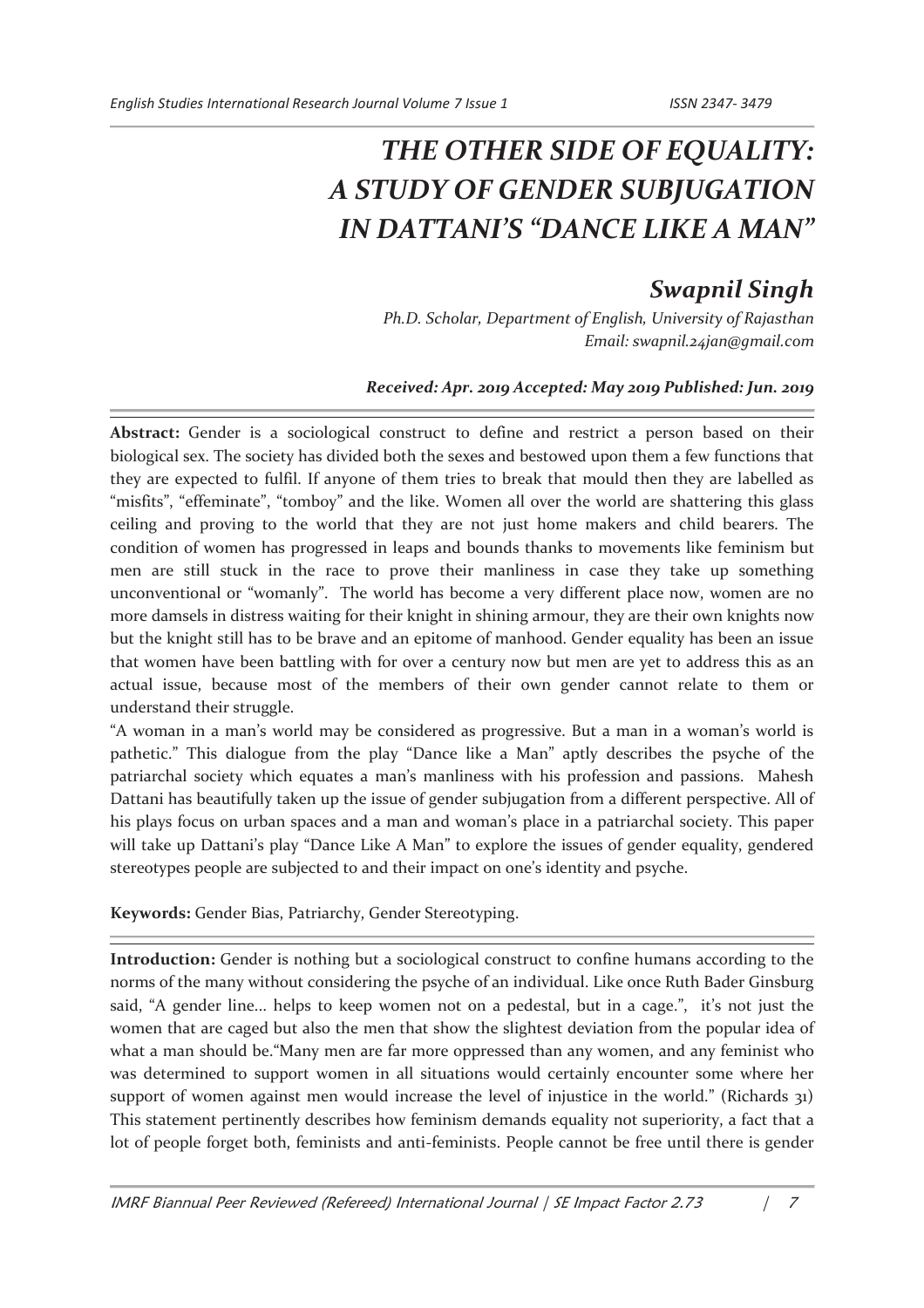# THE OTHER SIDE OF EQUALITY: A STUDY OF GENDER SUBJUGATION IN DATTANI'S "DANCE LIKE A MAN"

## Swapnil Singh

*Ph.D. Scholar, Department of English, University of Rajasthan*
*Email: swapnil.24jan@gmail.com*

***Received: Apr. 2019 Accepted: May 2019 Published: Jun. 2019***

**Abstract:** Gender is a sociological construct to define and restrict a person based on their biological sex. The society has divided both the sexes and bestowed upon them a few functions that they are expected to fulfil. If anyone of them tries to break that mould then they are labelled as "misfits", "effeminate", "tomboy" and the like. Women all over the world are shattering this glass ceiling and proving to the world that they are not just home makers and child bearers. The condition of women has progressed in leaps and bounds thanks to movements like feminism but men are still stuck in the race to prove their manliness in case they take up something unconventional or "womanly". The world has become a very different place now, women are no more damsels in distress waiting for their knight in shining armour, they are their own knights now but the knight still has to be brave and an epitome of manhood. Gender equality has been an issue that women have been battling with for over a century now but men are yet to address this as an actual issue, because most of the members of their own gender cannot relate to them or understand their struggle.

"A woman in a man's world may be considered as progressive. But a man in a woman's world is pathetic." This dialogue from the play "Dance like a Man" aptly describes the psyche of the patriarchal society which equates a man's manliness with his profession and passions. Mahesh Dattani has beautifully taken up the issue of gender subjugation from a different perspective. All of his plays focus on urban spaces and a man and woman's place in a patriarchal society. This paper will take up Dattani's play "Dance Like A Man" to explore the issues of gender equality, gendered stereotypes people are subjected to and their impact on one's identity and psyche.

**Keywords:** Gender Bias, Patriarchy, Gender Stereotyping.

**Introduction:** Gender is nothing but a sociological construct to confine humans according to the norms of the many without considering the psyche of an individual. Like once Ruth Bader Ginsburg said, "A gender line... helps to keep women not on a pedestal, but in a cage.", it's not just the women that are caged but also the men that show the slightest deviation from the popular idea of what a man should be."Many men are far more oppressed than any women, and any feminist who was determined to support women in all situations would certainly encounter some where her support of women against men would increase the level of injustice in the world." (Richards 31) This statement pertinently describes how feminism demands equality not superiority, a fact that a lot of people forget both, feminists and anti-feminists. People cannot be free until there is gender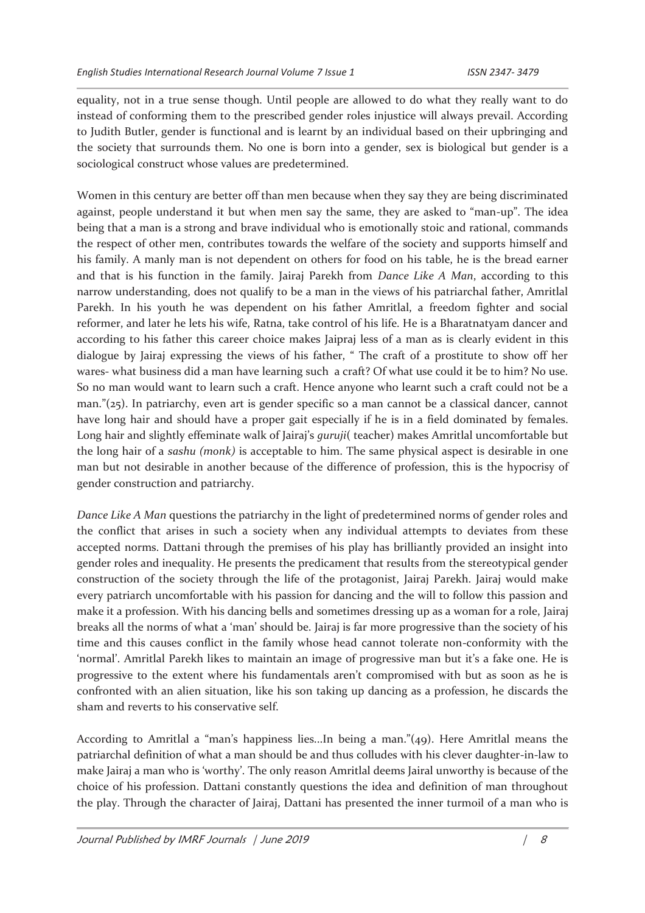equality, not in a true sense though. Until people are allowed to do what they really want to do instead of conforming them to the prescribed gender roles injustice will always prevail. According to Judith Butler, gender is functional and is learnt by an individual based on their upbringing and the society that surrounds them. No one is born into a gender, sex is biological but gender is a sociological construct whose values are predetermined.

Women in this century are better off than men because when they say they are being discriminated against, people understand it but when men say the same, they are asked to "man-up". The idea being that a man is a strong and brave individual who is emotionally stoic and rational, commands the respect of other men, contributes towards the welfare of the society and supports himself and his family. A manly man is not dependent on others for food on his table, he is the bread earner and that is his function in the family. Jairaj Parekh from *Dance Like A Man*, according to this narrow understanding, does not qualify to be a man in the views of his patriarchal father, Amritlal Parekh. In his youth he was dependent on his father Amritlal, a freedom fighter and social reformer, and later he lets his wife, Ratna, take control of his life. He is a Bharatnatyam dancer and according to his father this career choice makes Jaipraj less of a man as is clearly evident in this dialogue by Jairaj expressing the views of his father, " The craft of a prostitute to show off her wares- what business did a man have learning such a craft? Of what use could it be to him? No use. So no man would want to learn such a craft. Hence anyone who learnt such a craft could not be a man."(25). In patriarchy, even art is gender specific so a man cannot be a classical dancer, cannot have long hair and should have a proper gait especially if he is in a field dominated by females. Long hair and slightly effeminate walk of Jairaj's *guruji*( teacher) makes Amritlal uncomfortable but the long hair of a *sashu (monk)* is acceptable to him. The same physical aspect is desirable in one man but not desirable in another because of the difference of profession, this is the hypocrisy of gender construction and patriarchy.

*Dance Like A Man* questions the patriarchy in the light of predetermined norms of gender roles and the conflict that arises in such a society when any individual attempts to deviates from these accepted norms. Dattani through the premises of his play has brilliantly provided an insight into gender roles and inequality. He presents the predicament that results from the stereotypical gender construction of the society through the life of the protagonist, Jairaj Parekh. Jairaj would make every patriarch uncomfortable with his passion for dancing and the will to follow this passion and make it a profession. With his dancing bells and sometimes dressing up as a woman for a role, Jairaj breaks all the norms of what a 'man' should be. Jairaj is far more progressive than the society of his time and this causes conflict in the family whose head cannot tolerate non-conformity with the 'normal'. Amritlal Parekh likes to maintain an image of progressive man but it's a fake one. He is progressive to the extent where his fundamentals aren't compromised with but as soon as he is confronted with an alien situation, like his son taking up dancing as a profession, he discards the sham and reverts to his conservative self.

According to Amritlal a "man's happiness lies...In being a man."(49). Here Amritlal means the patriarchal definition of what a man should be and thus colludes with his clever daughter-in-law to make Jairaj a man who is 'worthy'. The only reason Amritlal deems Jairal unworthy is because of the choice of his profession. Dattani constantly questions the idea and definition of man throughout the play. Through the character of Jairaj, Dattani has presented the inner turmoil of a man who is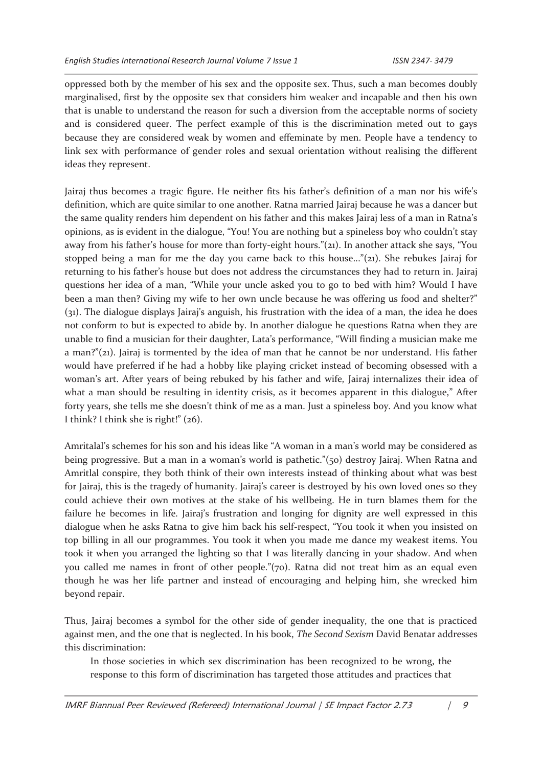oppressed both by the member of his sex and the opposite sex. Thus, such a man becomes doubly marginalised, first by the opposite sex that considers him weaker and incapable and then his own that is unable to understand the reason for such a diversion from the acceptable norms of society and is considered queer. The perfect example of this is the discrimination meted out to gays because they are considered weak by women and effeminate by men. People have a tendency to link sex with performance of gender roles and sexual orientation without realising the different ideas they represent.

Jairaj thus becomes a tragic figure. He neither fits his father's definition of a man nor his wife's definition, which are quite similar to one another. Ratna married Jairaj because he was a dancer but the same quality renders him dependent on his father and this makes Jairaj less of a man in Ratna's opinions, as is evident in the dialogue, "You! You are nothing but a spineless boy who couldn't stay away from his father's house for more than forty-eight hours."(21). In another attack she says, "You stopped being a man for me the day you came back to this house…"(21). She rebukes Jairaj for returning to his father's house but does not address the circumstances they had to return in. Jairaj questions her idea of a man, "While your uncle asked you to go to bed with him? Would I have been a man then? Giving my wife to her own uncle because he was offering us food and shelter?" (31). The dialogue displays Jairaj's anguish, his frustration with the idea of a man, the idea he does not conform to but is expected to abide by. In another dialogue he questions Ratna when they are unable to find a musician for their daughter, Lata's performance, "Will finding a musician make me a man?"(21). Jairaj is tormented by the idea of man that he cannot be nor understand. His father would have preferred if he had a hobby like playing cricket instead of becoming obsessed with a woman's art. After years of being rebuked by his father and wife, Jairaj internalizes their idea of what a man should be resulting in identity crisis, as it becomes apparent in this dialogue," After forty years, she tells me she doesn't think of me as a man. Just a spineless boy. And you know what I think? I think she is right!" (26).

Amritalal's schemes for his son and his ideas like "A woman in a man's world may be considered as being progressive. But a man in a woman's world is pathetic."(50) destroy Jairaj. When Ratna and Amritlal conspire, they both think of their own interests instead of thinking about what was best for Jairaj, this is the tragedy of humanity. Jairaj's career is destroyed by his own loved ones so they could achieve their own motives at the stake of his wellbeing. He in turn blames them for the failure he becomes in life. Jairaj's frustration and longing for dignity are well expressed in this dialogue when he asks Ratna to give him back his self-respect, "You took it when you insisted on top billing in all our programmes. You took it when you made me dance my weakest items. You took it when you arranged the lighting so that I was literally dancing in your shadow. And when you called me names in front of other people."(70). Ratna did not treat him as an equal even though he was her life partner and instead of encouraging and helping him, she wrecked him beyond repair.

Thus, Jairaj becomes a symbol for the other side of gender inequality, the one that is practiced against men, and the one that is neglected. In his book, *The Second Sexism* David Benatar addresses this discrimination:

> In those societies in which sex discrimination has been recognized to be wrong, the response to this form of discrimination has targeted those attitudes and practices that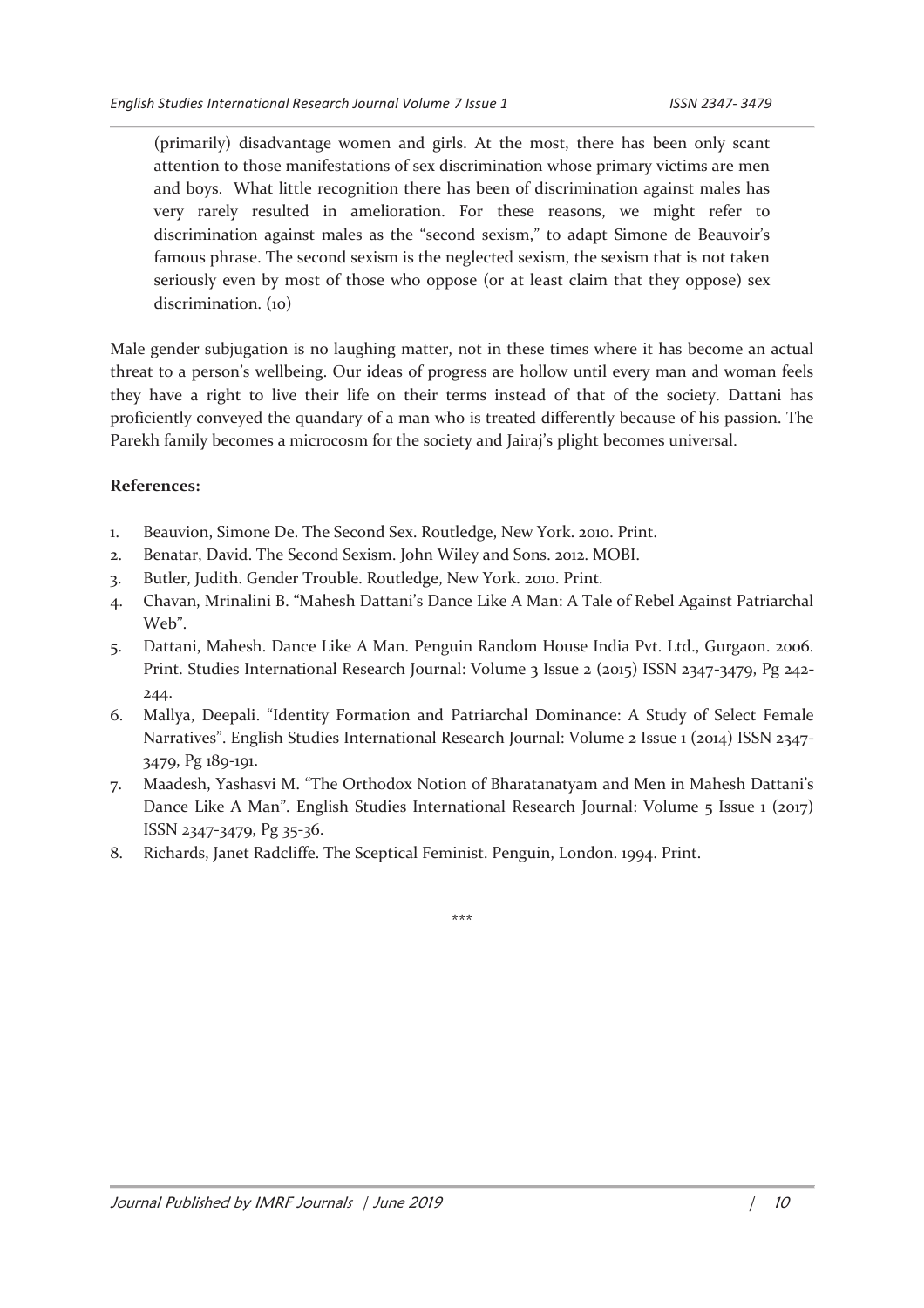> (primarily) disadvantage women and girls. At the most, there has been only scant attention to those manifestations of sex discrimination whose primary victims are men and boys. What little recognition there has been of discrimination against males has very rarely resulted in amelioration. For these reasons, we might refer to discrimination against males as the "second sexism," to adapt Simone de Beauvoir's famous phrase. The second sexism is the neglected sexism, the sexism that is not taken seriously even by most of those who oppose (or at least claim that they oppose) sex discrimination. (10)

Male gender subjugation is no laughing matter, not in these times where it has become an actual threat to a person's wellbeing. Our ideas of progress are hollow until every man and woman feels they have a right to live their life on their terms instead of that of the society. Dattani has proficiently conveyed the quandary of a man who is treated differently because of his passion. The Parekh family becomes a microcosm for the society and Jairaj's plight becomes universal.

**References:**

1. Beauvion, Simone De. The Second Sex. Routledge, New York. 2010. Print.
2. Benatar, David. The Second Sexism. John Wiley and Sons. 2012. MOBI.
3. Butler, Judith. Gender Trouble. Routledge, New York. 2010. Print.
4. Chavan, Mrinalini B. "Mahesh Dattani's Dance Like A Man: A Tale of Rebel Against Patriarchal Web".
5. Dattani, Mahesh. Dance Like A Man. Penguin Random House India Pvt. Ltd., Gurgaon. 2006. Print. Studies International Research Journal: Volume 3 Issue 2 (2015) ISSN 2347-3479, Pg 242-244.
6. Mallya, Deepali. "Identity Formation and Patriarchal Dominance: A Study of Select Female Narratives". English Studies International Research Journal: Volume 2 Issue 1 (2014) ISSN 2347-3479, Pg 189-191.
7. Maadesh, Yashasvi M. "The Orthodox Notion of Bharatanatyam and Men in Mahesh Dattani's Dance Like A Man". English Studies International Research Journal: Volume 5 Issue 1 (2017) ISSN 2347-3479, Pg 35-36.
8. Richards, Janet Radcliffe. The Sceptical Feminist. Penguin, London. 1994. Print.

\*\*\*